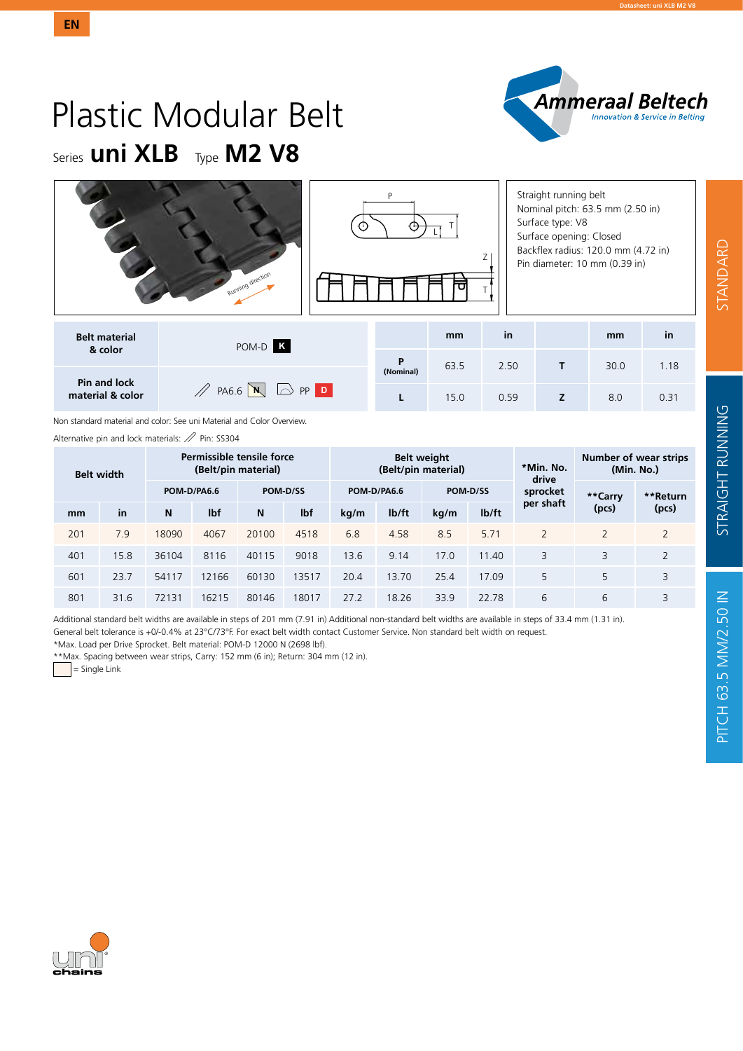EN

# Plastic Modular Belt

## Series **uni XLB** Type **M2 V8**

Straight running belt
Nominal pitch: 63.5 mm (2.50 in)
Surface type: V8
Surface opening: Closed
Backflex radius: 120.0 mm (4.72 in)
Pin diameter: 10 mm (0.39 in)

| Belt material & color | POM-D K |
|---|---|
| Pin and lock material & color | PA6.6 N, PP D |

| | mm | in | | mm | in |
|---|---|---|---|---|---|
| P (Nominal) | 63.5 | 2.50 | T | 30.0 | 1.18 |
| L | 15.0 | 0.59 | Z | 8.0 | 0.31 |

Non standard material and color: See uni Material and Color Overview.

Alternative pin and lock materials: Pin: SS304

| Belt width | | Permissible tensile force (Belt/pin material) | | | | Belt weight (Belt/pin material) | | | | *Min. No. drive sprocket per shaft | Number of wear strips (Min. No.) | |
|---|---|---|---|---|---|---|---|---|---|---|---|---|
| | | POM-D/PA6.6 | | POM-D/SS | | POM-D/PA6.6 | | POM-D/SS | | | **Carry (pcs) | **Return (pcs) |
| mm | in | N | lbf | N | lbf | kg/m | lb/ft | kg/m | lb/ft | | | |
| 201 | 7.9 | 18090 | 4067 | 20100 | 4518 | 6.8 | 4.58 | 8.5 | 5.71 | 2 | 2 | 2 |
| 401 | 15.8 | 36104 | 8116 | 40115 | 9018 | 13.6 | 9.14 | 17.0 | 11.40 | 3 | 3 | 2 |
| 601 | 23.7 | 54117 | 12166 | 60130 | 13517 | 20.4 | 13.70 | 25.4 | 17.09 | 5 | 5 | 3 |
| 801 | 31.6 | 72131 | 16215 | 80146 | 18017 | 27.2 | 18.26 | 33.9 | 22.78 | 6 | 6 | 3 |

Additional standard belt widths are available in steps of 201 mm (7.91 in) Additional non-standard belt widths are available in steps of 33.4 mm (1.31 in).
General belt tolerance is +0/-0.4% at 23°C/73°F. For exact belt width contact Customer Service. Non standard belt width on request.
*Max. Load per Drive Sprocket. Belt material: POM-D 12000 N (2698 lbf).
**Max. Spacing between wear strips, Carry: 152 mm (6 in); Return: 304 mm (12 in).
= Single Link

STANDARD | STRAIGHT RUNNING | PITCH 63.5 MM/2.50 IN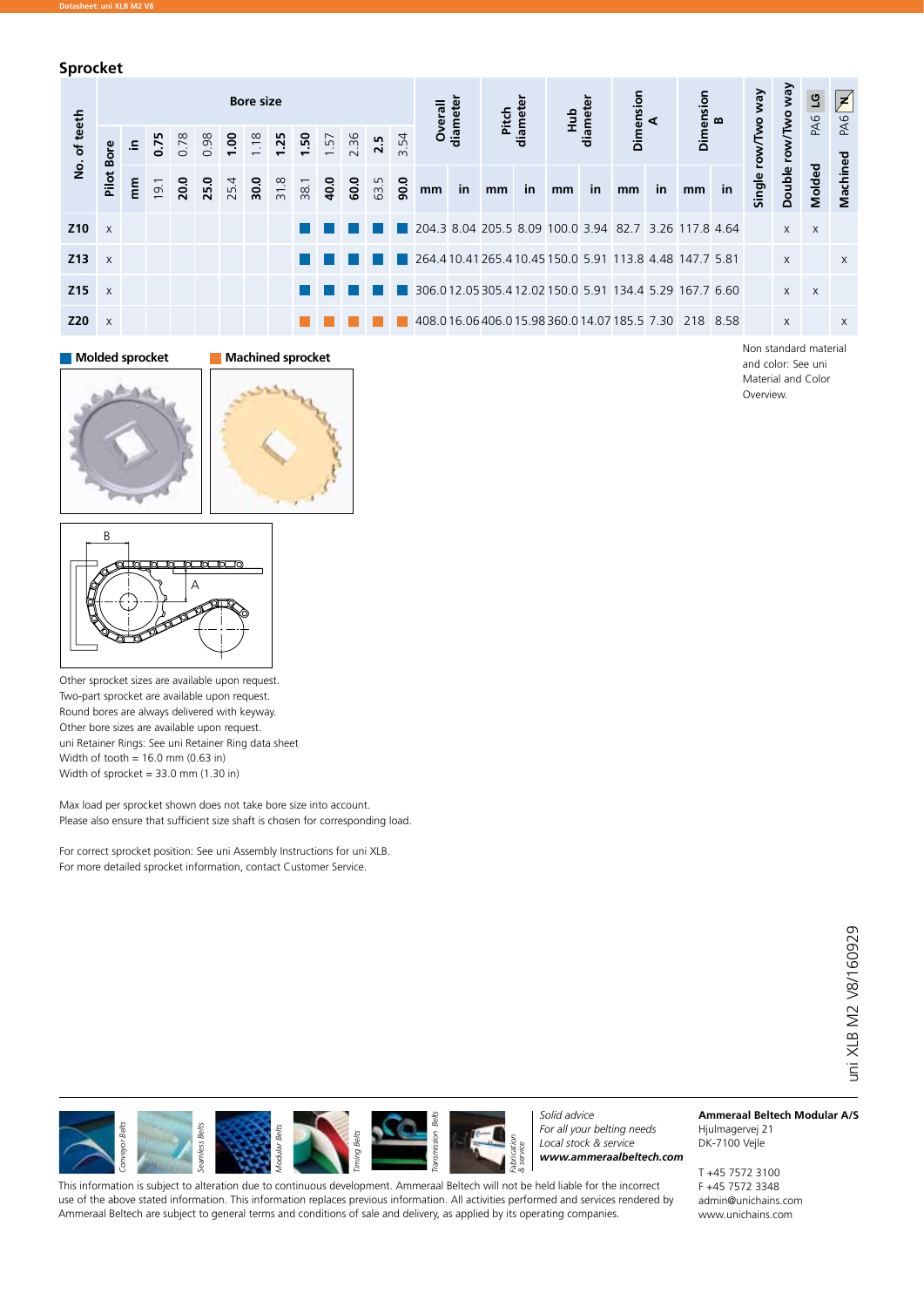## Sprocket

| No. of teeth | Bore size | | | | | | | | | | | | | | | Overall diameter | | Pitch diameter | | Hub diameter | | Dimension A | | Dimension B | | Single row/Two way | Double row/Two way | PA6 LG | PA6 |
|---|---|---|---|---|---|---|---|---|---|---|---|---|---|---|---|---|---|---|---|---|---|---|---|---|---|---|---|---|---|
| | Pilot Bore | in | 0.75 | 0.78 | 0.98 | 1.00 | 1.18 | 1.25 | 1.50 | 1.57 | 2.36 | 2.5 | 3.54 | | | | | | | | | | | | | Molded | Machined |
| | | mm | 19.1 | 20.0 | 25.0 | 25.4 | 30.0 | 31.8 | 38.1 | 40.0 | 60.0 | 63.5 | 90.0 | mm | in | mm | in | mm | in | mm | in | mm | in | | | | |
| Z10 | x | | | | | | | | ■ | ■ | ■ | ■ | ■ | 204.3 | 8.04 | 205.5 | 8.09 | 100.0 | 3.94 | 82.7 | 3.26 | 117.8 | 4.64 | | x | x | |
| Z13 | x | | | | | | | | ■ | ■ | ■ | ■ | ■ | 264.4 | 10.41 | 265.4 | 10.45 | 150.0 | 5.91 | 113.8 | 4.48 | 147.7 | 5.81 | | x | | x |
| Z15 | x | | | | | | | | ■ | ■ | ■ | ■ | ■ | 306.0 | 12.05 | 305.4 | 12.02 | 150.0 | 5.91 | 134.4 | 5.29 | 167.7 | 6.60 | | x | x | |
| Z20 | x | | | | | | | | ■ | ■ | ■ | ■ | ■ | 408.0 | 16.06 | 406.0 | 15.98 | 360.0 | 14.07 | 185.5 | 7.30 | 218 | 8.58 | | x | | x |

Non standard material and color: See uni Material and Color Overview.

■ Molded sprocket (Z10, Z13, Z15) ■ Machined sprocket (Z20)

B

A

Other sprocket sizes are available upon request.
Two-part sprocket are available upon request.
Round bores are always delivered with keyway.
Other bore sizes are available upon request.
uni Retainer Rings: See uni Retainer Ring data sheet
Width of tooth = 16.0 mm (0.63 in)
Width of sprocket = 33.0 mm (1.30 in)

Max load per sprocket shown does not take bore size into account.
Please also ensure that sufficient size shaft is chosen for corresponding load.

For correct sprocket position: See uni Assembly Instructions for uni XLB.
For more detailed sprocket information, contact Customer Service.

uni XLB M2 V8/160929

Conveyor Belts · Seamless Belts · Modular Belts · Timing Belts · Transmission Belts · Fabrication & service

*Solid advice*
*For all your belting needs*
*Local stock & service*
***www.ammeraalbeltech.com***

**Ammeraal Beltech Modular A/S**
Hjulmagervej 21
DK-7100 Vejle

T +45 7572 3100
F +45 7572 3348
admin@unichains.com
www.unichains.com

This information is subject to alteration due to continuous development. Ammeraal Beltech will not be held liable for the incorrect use of the above stated information. This information replaces previous information. All activities performed and services rendered by Ammeraal Beltech are subject to general terms and conditions of sale and delivery, as applied by its operating companies.